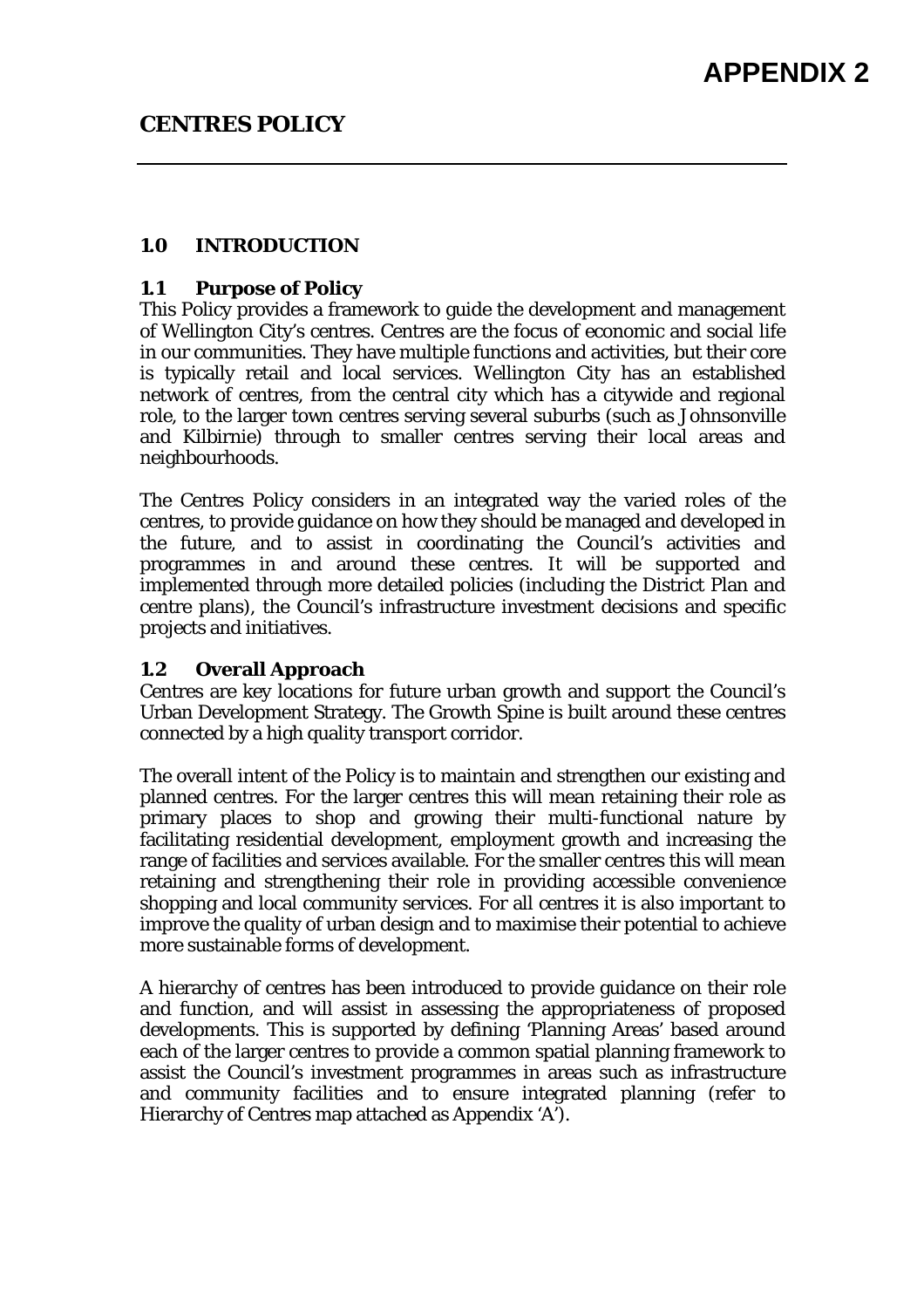# APPENDIX 2

## CENTRES POLICY

### 1.0 INTRODUCTION

#### 1.1 Purpose of Policy

This Policy provides a framework to guide the development and management of Wellington City's centres. Centres are the focus of economic and social life in our communities. They have multiple functions and activities, but their core is typically retail and local services. Wellington City has an established network of centres, from the central city which has a citywide and regional role, to the larger town centres serving several suburbs (such as Johnsonville and Kilbirnie) through to smaller centres serving their local areas and neighbourhoods.

The Centres Policy considers in an integrated way the varied roles of the centres, to provide guidance on how they should be managed and developed in the future, and to assist in coordinating the Council's activities and programmes in and around these centres. It will be supported and implemented through more detailed policies (including the District Plan and centre plans), the Council's infrastructure investment decisions and specific projects and initiatives.

#### 1.2 Overall Approach

Centres are key locations for future urban growth and support the Council's Urban Development Strategy. The Growth Spine is built around these centres connected by a high quality transport corridor.

The overall intent of the Policy is to maintain and strengthen our existing and planned centres. For the larger centres this will mean retaining their role as primary places to shop and growing their multi-functional nature by facilitating residential development, employment growth and increasing the range of facilities and services available. For the smaller centres this will mean retaining and strengthening their role in providing accessible convenience shopping and local community services. For all centres it is also important to improve the quality of urban design and to maximise their potential to achieve more sustainable forms of development.

A hierarchy of centres has been introduced to provide guidance on their role and function, and will assist in assessing the appropriateness of proposed developments. This is supported by defining 'Planning Areas' based around each of the larger centres to provide a common spatial planning framework to assist the Council's investment programmes in areas such as infrastructure and community facilities and to ensure integrated planning (refer to Hierarchy of Centres map attached as Appendix 'A').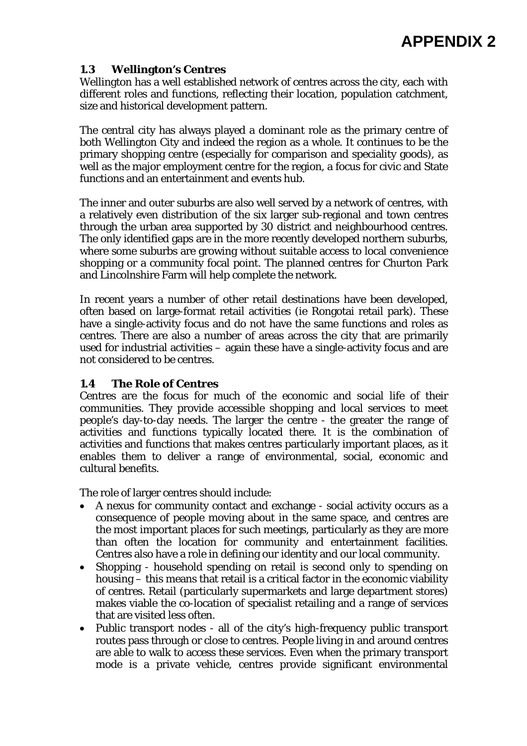# APPENDIX 2

### 1.3 Wellington's Centres

Wellington has a well established network of centres across the city, each with different roles and functions, reflecting their location, population catchment, size and historical development pattern.

The central city has always played a dominant role as the primary centre of both Wellington City and indeed the region as a whole. It continues to be the primary shopping centre (especially for comparison and speciality goods), as well as the major employment centre for the region, a focus for civic and State functions and an entertainment and events hub.

The inner and outer suburbs are also well served by a network of centres, with a relatively even distribution of the six larger sub-regional and town centres through the urban area supported by 30 district and neighbourhood centres. The only identified gaps are in the more recently developed northern suburbs, where some suburbs are growing without suitable access to local convenience shopping or a community focal point. The planned centres for Churton Park and Lincolnshire Farm will help complete the network.

In recent years a number of other retail destinations have been developed, often based on large-format retail activities (ie Rongotai retail park). These have a single-activity focus and do not have the same functions and roles as centres. There are also a number of areas across the city that are primarily used for industrial activities – again these have a single-activity focus and are not considered to be centres.

### 1.4 The Role of Centres

Centres are the focus for much of the economic and social life of their communities. They provide accessible shopping and local services to meet people's day-to-day needs. The larger the centre - the greater the range of activities and functions typically located there. It is the combination of activities and functions that makes centres particularly important places, as it enables them to deliver a range of environmental, social, economic and cultural benefits.

The role of larger centres should include:

- A nexus for community contact and exchange - social activity occurs as a consequence of people moving about in the same space, and centres are the most important places for such meetings, particularly as they are more than often the location for community and entertainment facilities. Centres also have a role in defining our identity and our local community.
- Shopping - household spending on retail is second only to spending on housing – this means that retail is a critical factor in the economic viability of centres. Retail (particularly supermarkets and large department stores) makes viable the co-location of specialist retailing and a range of services that are visited less often.
- Public transport nodes - all of the city's high-frequency public transport routes pass through or close to centres. People living in and around centres are able to walk to access these services. Even when the primary transport mode is a private vehicle, centres provide significant environmental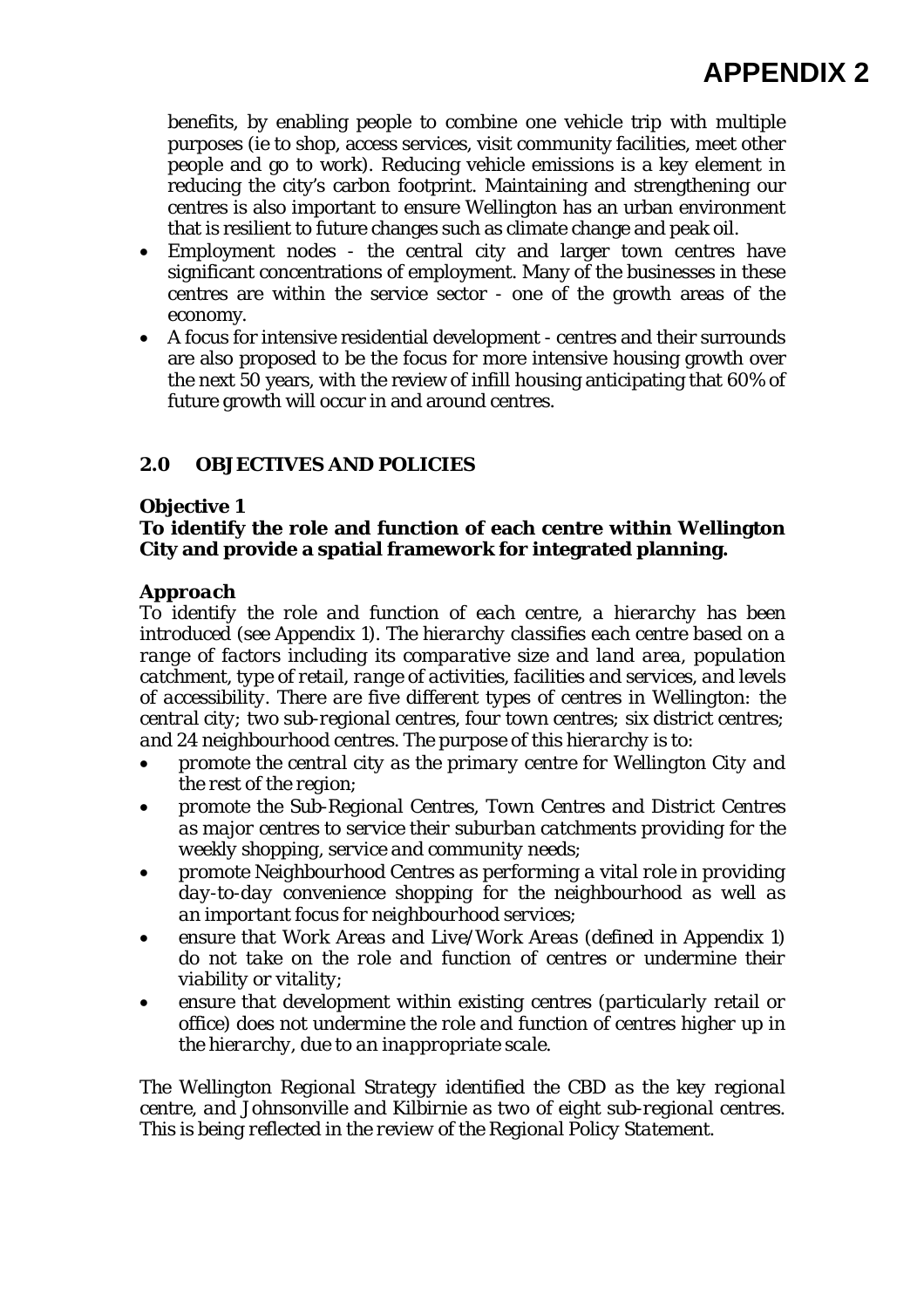benefits, by enabling people to combine one vehicle trip with multiple purposes (ie to shop, access services, visit community facilities, meet other people and go to work). Reducing vehicle emissions is a key element in reducing the city's carbon footprint. Maintaining and strengthening our centres is also important to ensure Wellington has an urban environment that is resilient to future changes such as climate change and peak oil.

- Employment nodes - the central city and larger town centres have significant concentrations of employment. Many of the businesses in these centres are within the service sector - one of the growth areas of the economy.
- A focus for intensive residential development - centres and their surrounds are also proposed to be the focus for more intensive housing growth over the next 50 years, with the review of infill housing anticipating that 60% of future growth will occur in and around centres.

## 2.0 *OBJECTIVES AND POLICIES*

### Objective 1

**To identify the role and function of each centre within Wellington City and provide a spatial framework for integrated planning.**

#### *Approach*

*To identify the role and function of each centre, a hierarchy has been introduced (see Appendix 1). The hierarchy classifies each centre based on a range of factors including its comparative size and land area, population catchment, type of retail, range of activities, facilities and services, and levels of accessibility. There are five different types of centres in Wellington: the central city; two sub-regional centres, four town centres; six district centres; and 24 neighbourhood centres. The purpose of this hierarchy is to:*

- *promote the central city as the primary centre for Wellington City and the rest of the region;*
- *promote the Sub-Regional Centres, Town Centres and District Centres as major centres to service their suburban catchments providing for the weekly shopping, service and community needs;*
- *promote Neighbourhood Centres as performing a vital role in providing day-to-day convenience shopping for the neighbourhood as well as an important focus for neighbourhood services;*
- *ensure that Work Areas and Live/Work Areas (defined in Appendix 1) do not take on the role and function of centres or undermine their viability or vitality;*
- *ensure that development within existing centres (particularly retail or office) does not undermine the role and function of centres higher up in the hierarchy, due to an inappropriate scale.*

*The Wellington Regional Strategy identified the CBD as the key regional centre, and Johnsonville and Kilbirnie as two of eight sub-regional centres. This is being reflected in the review of the Regional Policy Statement.*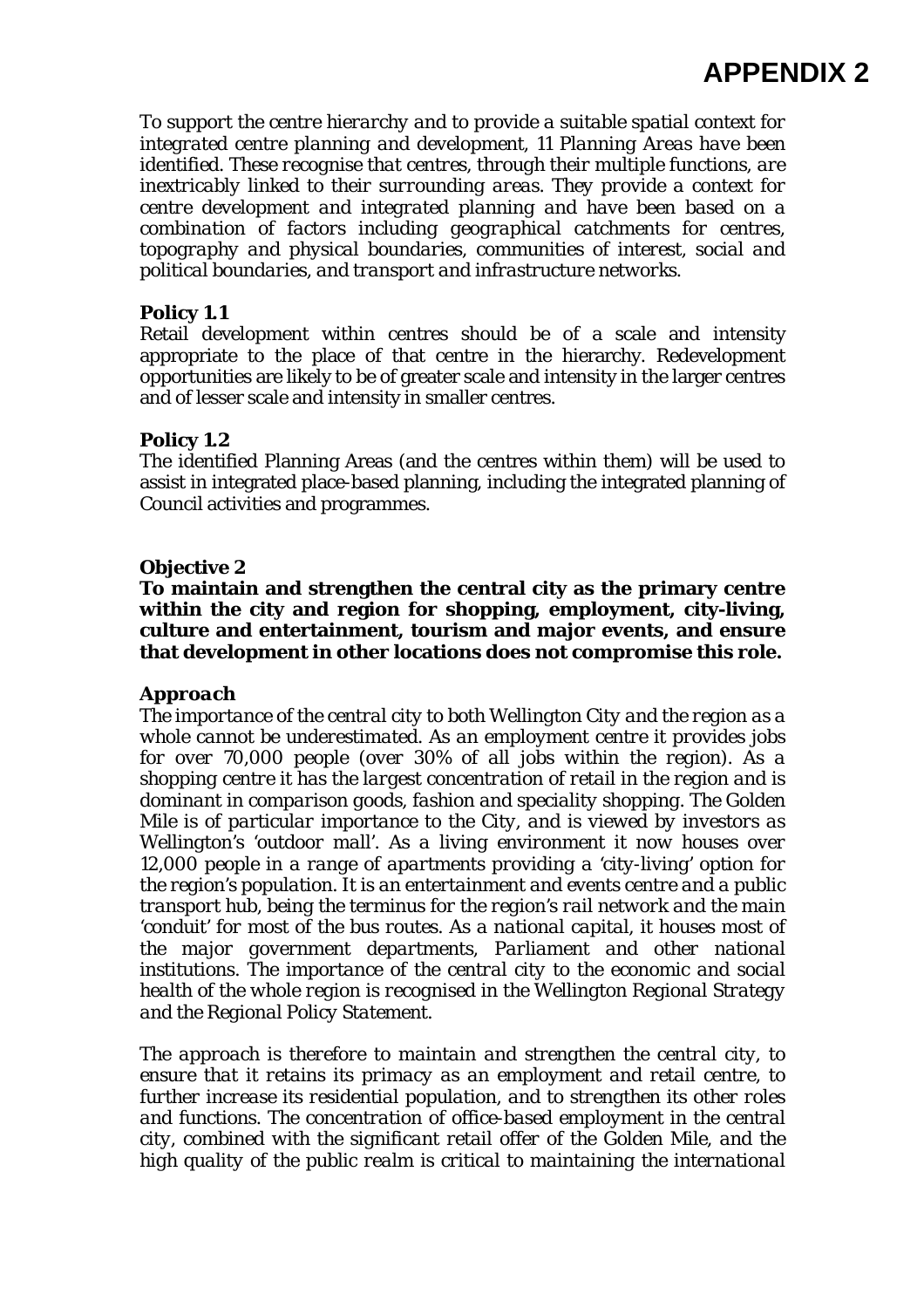*To support the centre hierarchy and to provide a suitable spatial context for integrated centre planning and development, 11 Planning Areas have been identified. These recognise that centres, through their multiple functions, are inextricably linked to their surrounding areas. They provide a context for centre development and integrated planning and have been based on a combination of factors including geographical catchments for centres, topography and physical boundaries, communities of interest, social and political boundaries, and transport and infrastructure networks.*

**Policy 1.1**
Retail development within centres should be of a scale and intensity appropriate to the place of that centre in the hierarchy. Redevelopment opportunities are likely to be of greater scale and intensity in the larger centres and of lesser scale and intensity in smaller centres.

**Policy 1.2**
The identified Planning Areas (and the centres within them) will be used to assist in integrated place-based planning, including the integrated planning of Council activities and programmes.

**Objective 2**
**To maintain and strengthen the central city as the primary centre within the city and region for shopping, employment, city-living, culture and entertainment, tourism and major events, and ensure that development in other locations does not compromise this role.**

***Approach***
*The importance of the central city to both Wellington City and the region as a whole cannot be underestimated. As an employment centre it provides jobs for over 70,000 people (over 30% of all jobs within the region). As a shopping centre it has the largest concentration of retail in the region and is dominant in comparison goods, fashion and speciality shopping. The Golden Mile is of particular importance to the City, and is viewed by investors as Wellington's 'outdoor mall'. As a living environment it now houses over 12,000 people in a range of apartments providing a 'city-living' option for the region's population. It is an entertainment and events centre and a public transport hub, being the terminus for the region's rail network and the main 'conduit' for most of the bus routes. As a national capital, it houses most of the major government departments, Parliament and other national institutions. The importance of the central city to the economic and social health of the whole region is recognised in the Wellington Regional Strategy and the Regional Policy Statement.*

*The approach is therefore to maintain and strengthen the central city, to ensure that it retains its primacy as an employment and retail centre, to further increase its residential population, and to strengthen its other roles and functions. The concentration of office-based employment in the central city, combined with the significant retail offer of the Golden Mile, and the high quality of the public realm is critical to maintaining the international*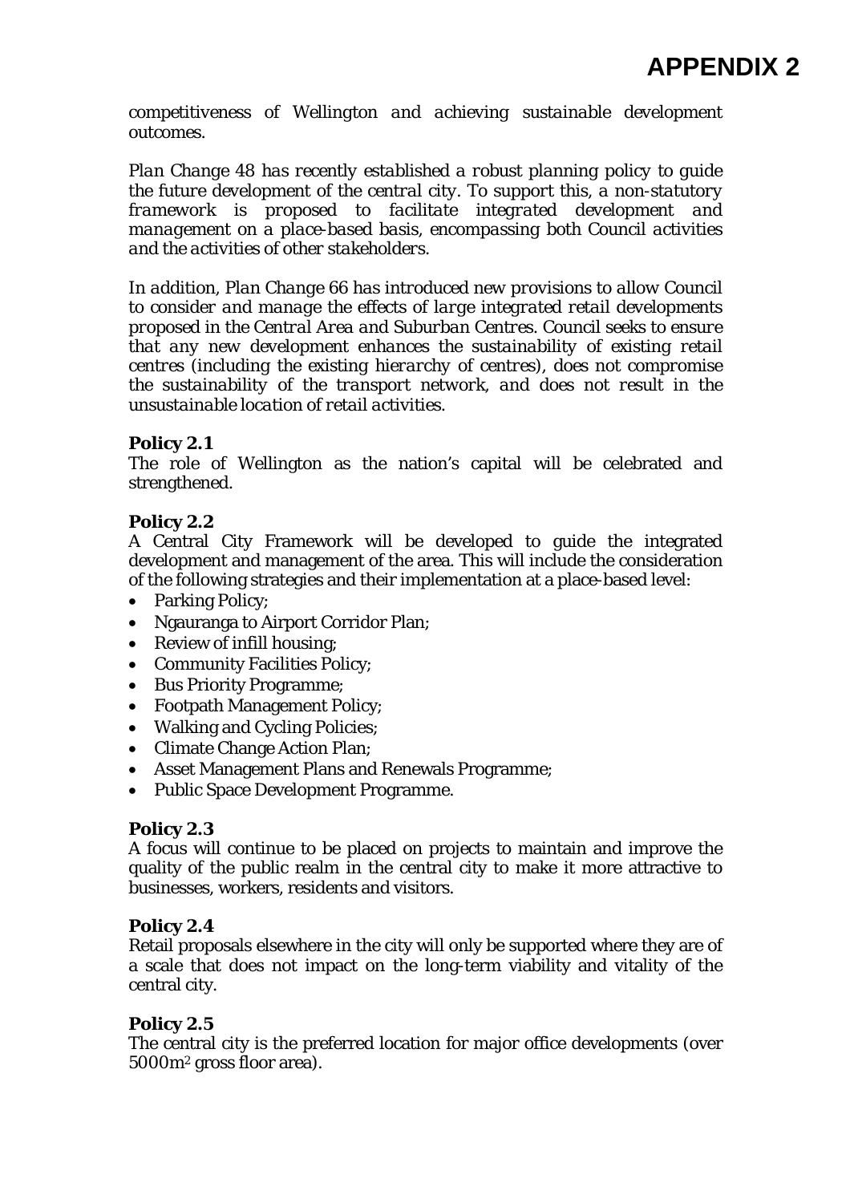*competitiveness of Wellington and achieving sustainable development outcomes.*

*Plan Change 48 has recently established a robust planning policy to guide the future development of the central city. To support this, a non-statutory framework is proposed to facilitate integrated development and management on a place-based basis, encompassing both Council activities and the activities of other stakeholders.*

*In addition, Plan Change 66 has introduced new provisions to allow Council to consider and manage the effects of large integrated retail developments proposed in the Central Area and Suburban Centres. Council seeks to ensure that any new development enhances the sustainability of existing retail centres (including the existing hierarchy of centres), does not compromise the sustainability of the transport network, and does not result in the unsustainable location of retail activities.*

**Policy 2.1**
The role of Wellington as the nation's capital will be celebrated and strengthened.

**Policy 2.2**
A Central City Framework will be developed to guide the integrated development and management of the area. This will include the consideration of the following strategies and their implementation at a place-based level:

- Parking Policy;
- Ngauranga to Airport Corridor Plan;
- Review of infill housing;
- Community Facilities Policy;
- Bus Priority Programme;
- Footpath Management Policy;
- Walking and Cycling Policies;
- Climate Change Action Plan;
- Asset Management Plans and Renewals Programme;
- Public Space Development Programme.

**Policy 2.3**
A focus will continue to be placed on projects to maintain and improve the quality of the public realm in the central city to make it more attractive to businesses, workers, residents and visitors.

**Policy 2.4**
Retail proposals elsewhere in the city will only be supported where they are of a scale that does not impact on the long-term viability and vitality of the central city.

**Policy 2.5**
The central city is the preferred location for major office developments (over 5000m$^2$ gross floor area).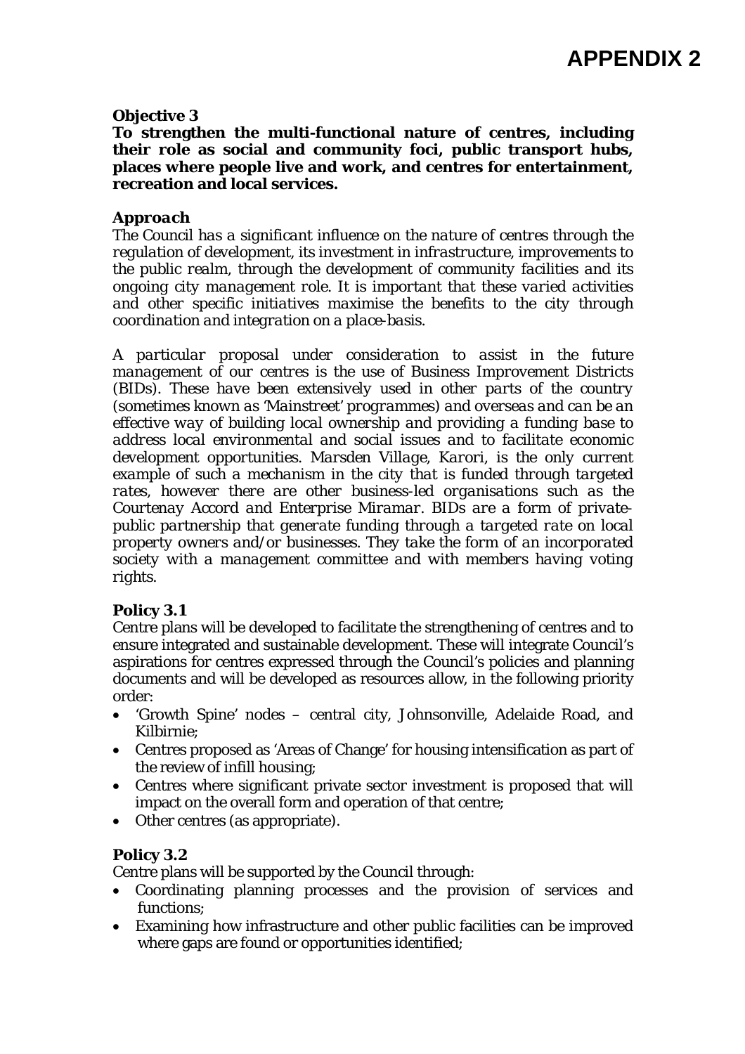# APPENDIX 2

**Objective 3**

**To strengthen the multi-functional nature of centres, including their role as social and community foci, public transport hubs, places where people live and work, and centres for entertainment, recreation and local services.**

***Approach***

*The Council has a significant influence on the nature of centres through the regulation of development, its investment in infrastructure, improvements to the public realm, through the development of community facilities and its ongoing city management role. It is important that these varied activities and other specific initiatives maximise the benefits to the city through coordination and integration on a place-basis.*

*A particular proposal under consideration to assist in the future management of our centres is the use of Business Improvement Districts (BIDs). These have been extensively used in other parts of the country (sometimes known as 'Mainstreet' programmes) and overseas and can be an effective way of building local ownership and providing a funding base to address local environmental and social issues and to facilitate economic development opportunities. Marsden Village, Karori, is the only current example of such a mechanism in the city that is funded through targeted rates, however there are other business-led organisations such as the Courtenay Accord and Enterprise Miramar. BIDs are a form of private-public partnership that generate funding through a targeted rate on local property owners and/or businesses. They take the form of an incorporated society with a management committee and with members having voting rights.*

**Policy 3.1**

Centre plans will be developed to facilitate the strengthening of centres and to ensure integrated and sustainable development. These will integrate Council's aspirations for centres expressed through the Council's policies and planning documents and will be developed as resources allow, in the following priority order:

- 'Growth Spine' nodes – central city, Johnsonville, Adelaide Road, and Kilbirnie;
- Centres proposed as 'Areas of Change' for housing intensification as part of the review of infill housing;
- Centres where significant private sector investment is proposed that will impact on the overall form and operation of that centre;
- Other centres (as appropriate).

**Policy 3.2**

Centre plans will be supported by the Council through:

- Coordinating planning processes and the provision of services and functions;
- Examining how infrastructure and other public facilities can be improved where gaps are found or opportunities identified;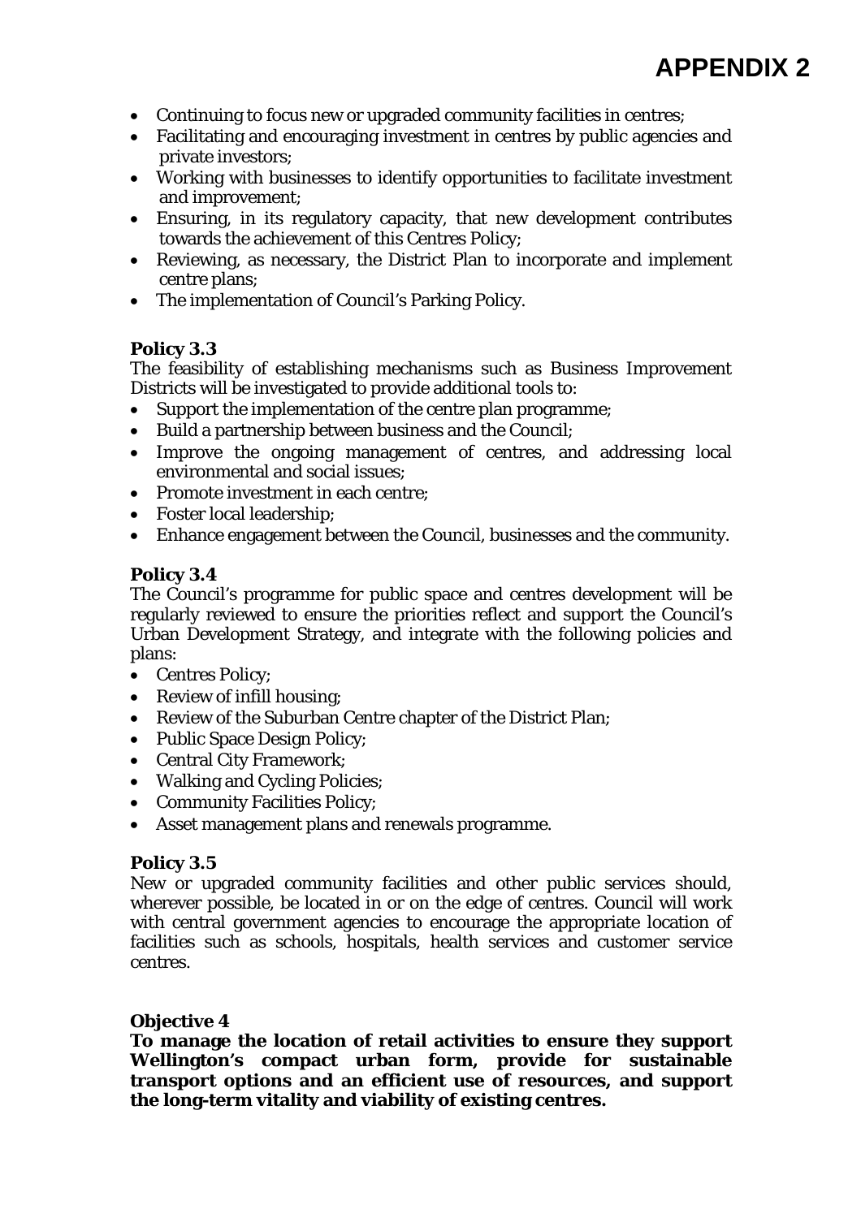# APPENDIX 2

- Continuing to focus new or upgraded community facilities in centres;
- Facilitating and encouraging investment in centres by public agencies and private investors;
- Working with businesses to identify opportunities to facilitate investment and improvement;
- Ensuring, in its regulatory capacity, that new development contributes towards the achievement of this Centres Policy;
- Reviewing, as necessary, the District Plan to incorporate and implement centre plans;
- The implementation of Council's Parking Policy.

**Policy 3.3**

The feasibility of establishing mechanisms such as Business Improvement Districts will be investigated to provide additional tools to:

- Support the implementation of the centre plan programme;
- Build a partnership between business and the Council;
- Improve the ongoing management of centres, and addressing local environmental and social issues;
- Promote investment in each centre;
- Foster local leadership;
- Enhance engagement between the Council, businesses and the community.

**Policy 3.4**

The Council's programme for public space and centres development will be regularly reviewed to ensure the priorities reflect and support the Council's Urban Development Strategy, and integrate with the following policies and plans:

- Centres Policy;
- Review of infill housing;
- Review of the Suburban Centre chapter of the District Plan;
- Public Space Design Policy;
- Central City Framework;
- Walking and Cycling Policies;
- Community Facilities Policy;
- Asset management plans and renewals programme.

**Policy 3.5**

New or upgraded community facilities and other public services should, wherever possible, be located in or on the edge of centres. Council will work with central government agencies to encourage the appropriate location of facilities such as schools, hospitals, health services and customer service centres.

**Objective 4**

**To manage the location of retail activities to ensure they support Wellington's compact urban form, provide for sustainable transport options and an efficient use of resources, and support the long-term vitality and viability of existing centres.**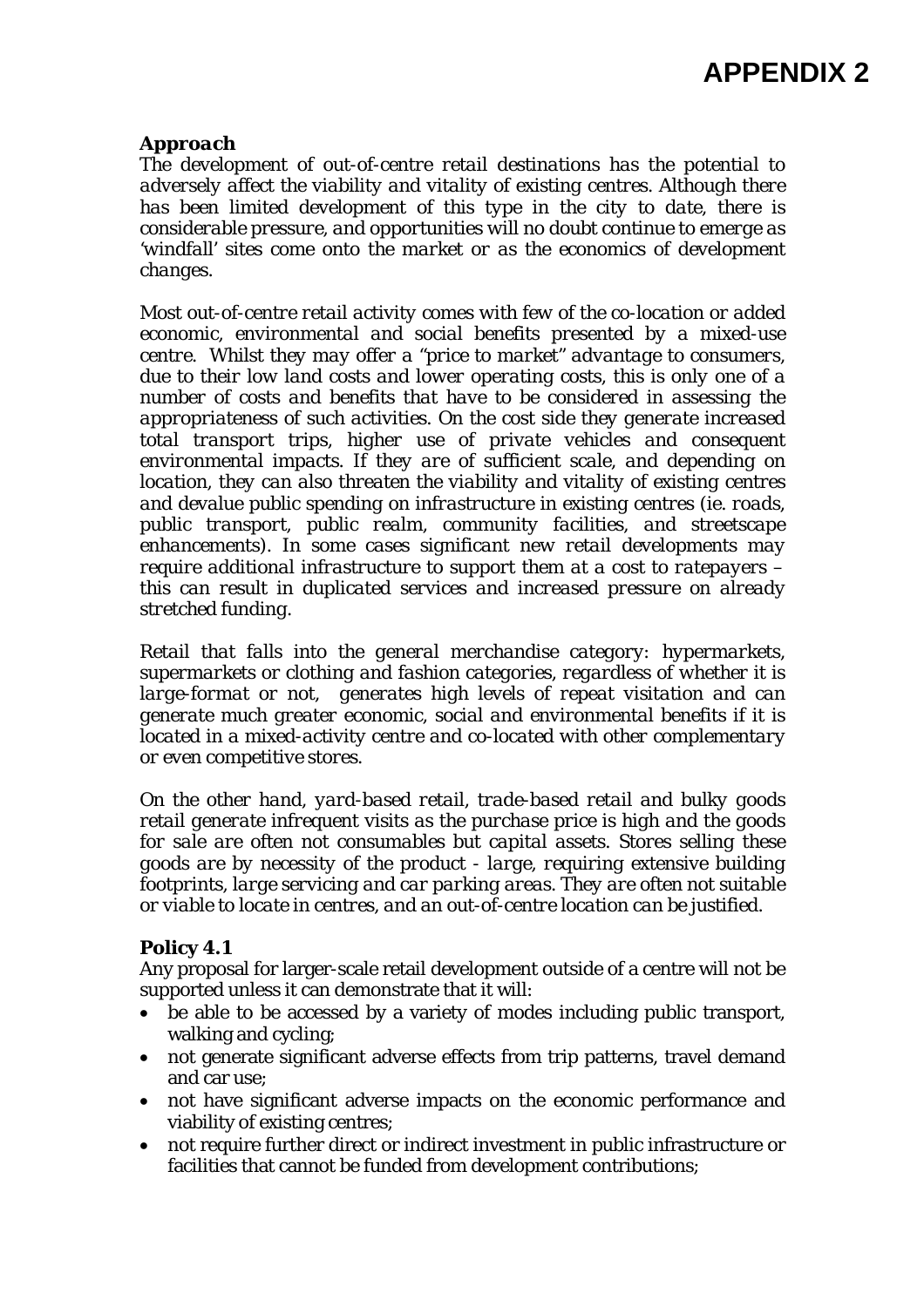# APPENDIX 2

***Approach***

*The development of out-of-centre retail destinations has the potential to adversely affect the viability and vitality of existing centres. Although there has been limited development of this type in the city to date, there is considerable pressure, and opportunities will no doubt continue to emerge as 'windfall' sites come onto the market or as the economics of development changes.*

*Most out-of-centre retail activity comes with few of the co-location or added economic, environmental and social benefits presented by a mixed-use centre. Whilst they may offer a "price to market" advantage to consumers, due to their low land costs and lower operating costs, this is only one of a number of costs and benefits that have to be considered in assessing the appropriateness of such activities. On the cost side they generate increased total transport trips, higher use of private vehicles and consequent environmental impacts. If they are of sufficient scale, and depending on location, they can also threaten the viability and vitality of existing centres and devalue public spending on infrastructure in existing centres (ie. roads, public transport, public realm, community facilities, and streetscape enhancements). In some cases significant new retail developments may require additional infrastructure to support them at a cost to ratepayers – this can result in duplicated services and increased pressure on already stretched funding.*

*Retail that falls into the general merchandise category: hypermarkets, supermarkets or clothing and fashion categories, regardless of whether it is large-format or not, generates high levels of repeat visitation and can generate much greater economic, social and environmental benefits if it is located in a mixed-activity centre and co-located with other complementary or even competitive stores.*

*On the other hand, yard-based retail, trade-based retail and bulky goods retail generate infrequent visits as the purchase price is high and the goods for sale are often not consumables but capital assets. Stores selling these goods are by necessity of the product - large, requiring extensive building footprints, large servicing and car parking areas. They are often not suitable or viable to locate in centres, and an out-of-centre location can be justified.*

**Policy 4.1**

Any proposal for larger-scale retail development outside of a centre will not be supported unless it can demonstrate that it will:

- be able to be accessed by a variety of modes including public transport, walking and cycling;
- not generate significant adverse effects from trip patterns, travel demand and car use;
- not have significant adverse impacts on the economic performance and viability of existing centres;
- not require further direct or indirect investment in public infrastructure or facilities that cannot be funded from development contributions;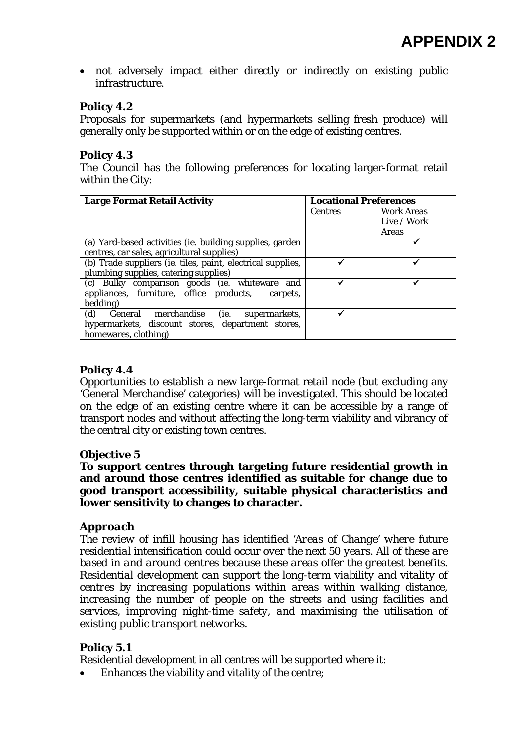- not adversely impact either directly or indirectly on existing public infrastructure.

**Policy 4.2**

Proposals for supermarkets (and hypermarkets selling fresh produce) will generally only be supported within or on the edge of existing centres.

**Policy 4.3**

The Council has the following preferences for locating larger-format retail within the City:

| Large Format Retail Activity | Locational Preferences | |
|---|---|---|
| | Centres | Work Areas Live / Work Areas |
| (a) Yard-based activities (ie. building supplies, garden centres, car sales, agricultural supplies) | | ✓ |
| (b) Trade suppliers (ie. tiles, paint, electrical supplies, plumbing supplies, catering supplies) | ✓ | ✓ |
| (c) Bulky comparison goods (ie. whiteware and appliances, furniture, office products, carpets, bedding) | ✓ | ✓ |
| (d) General merchandise (ie. supermarkets, hypermarkets, discount stores, department stores, homewares, clothing) | ✓ | |

**Policy 4.4**

Opportunities to establish a new large-format retail node (but excluding any 'General Merchandise' categories) will be investigated. This should be located on the edge of an existing centre where it can be accessible by a range of transport nodes and without affecting the long-term viability and vibrancy of the central city or existing town centres.

**Objective 5**

**To support centres through targeting future residential growth in and around those centres identified as suitable for change due to good transport accessibility, suitable physical characteristics and lower sensitivity to changes to character.**

***Approach***

*The review of infill housing has identified 'Areas of Change' where future residential intensification could occur over the next 50 years. All of these are based in and around centres because these areas offer the greatest benefits. Residential development can support the long-term viability and vitality of centres by increasing populations within areas within walking distance, increasing the number of people on the streets and using facilities and services, improving night-time safety, and maximising the utilisation of existing public transport networks.*

**Policy 5.1**

Residential development in all centres will be supported where it:

- Enhances the viability and vitality of the centre;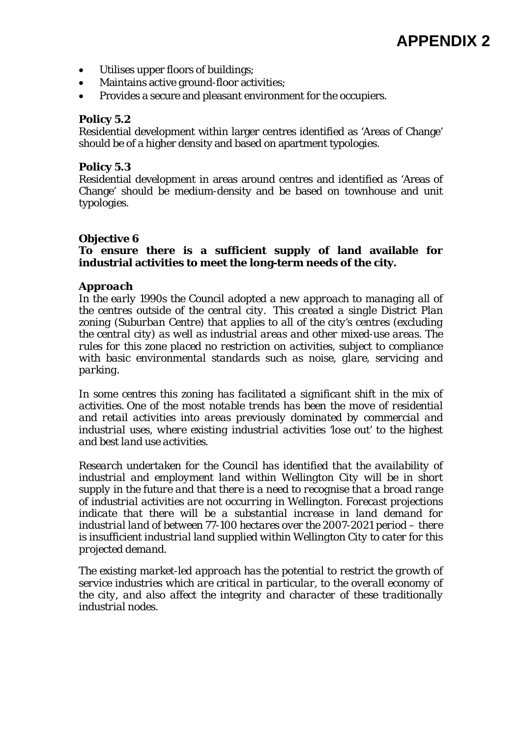- Utilises upper floors of buildings;
- Maintains active ground-floor activities;
- Provides a secure and pleasant environment for the occupiers.

**Policy 5.2**
Residential development within larger centres identified as 'Areas of Change' should be of a higher density and based on apartment typologies.

**Policy 5.3**
Residential development in areas around centres and identified as 'Areas of Change' should be medium-density and be based on townhouse and unit typologies.

**Objective 6**
**To ensure there is a sufficient supply of land available for industrial activities to meet the long-term needs of the city.**

***Approach***
*In the early 1990s the Council adopted a new approach to managing all of the centres outside of the central city. This created a single District Plan zoning (Suburban Centre) that applies to all of the city's centres (excluding the central city) as well as industrial areas and other mixed-use areas. The rules for this zone placed no restriction on activities, subject to compliance with basic environmental standards such as noise, glare, servicing and parking.*

*In some centres this zoning has facilitated a significant shift in the mix of activities. One of the most notable trends has been the move of residential and retail activities into areas previously dominated by commercial and industrial uses, where existing industrial activities 'lose out' to the highest and best land use activities.*

*Research undertaken for the Council has identified that the availability of industrial and employment land within Wellington City will be in short supply in the future and that there is a need to recognise that a broad range of industrial activities are not occurring in Wellington. Forecast projections indicate that there will be a substantial increase in land demand for industrial land of between 77-100 hectares over the 2007-2021 period – there is insufficient industrial land supplied within Wellington City to cater for this projected demand.*

*The existing market-led approach has the potential to restrict the growth of service industries which are critical in particular, to the overall economy of the city, and also affect the integrity and character of these traditionally industrial nodes.*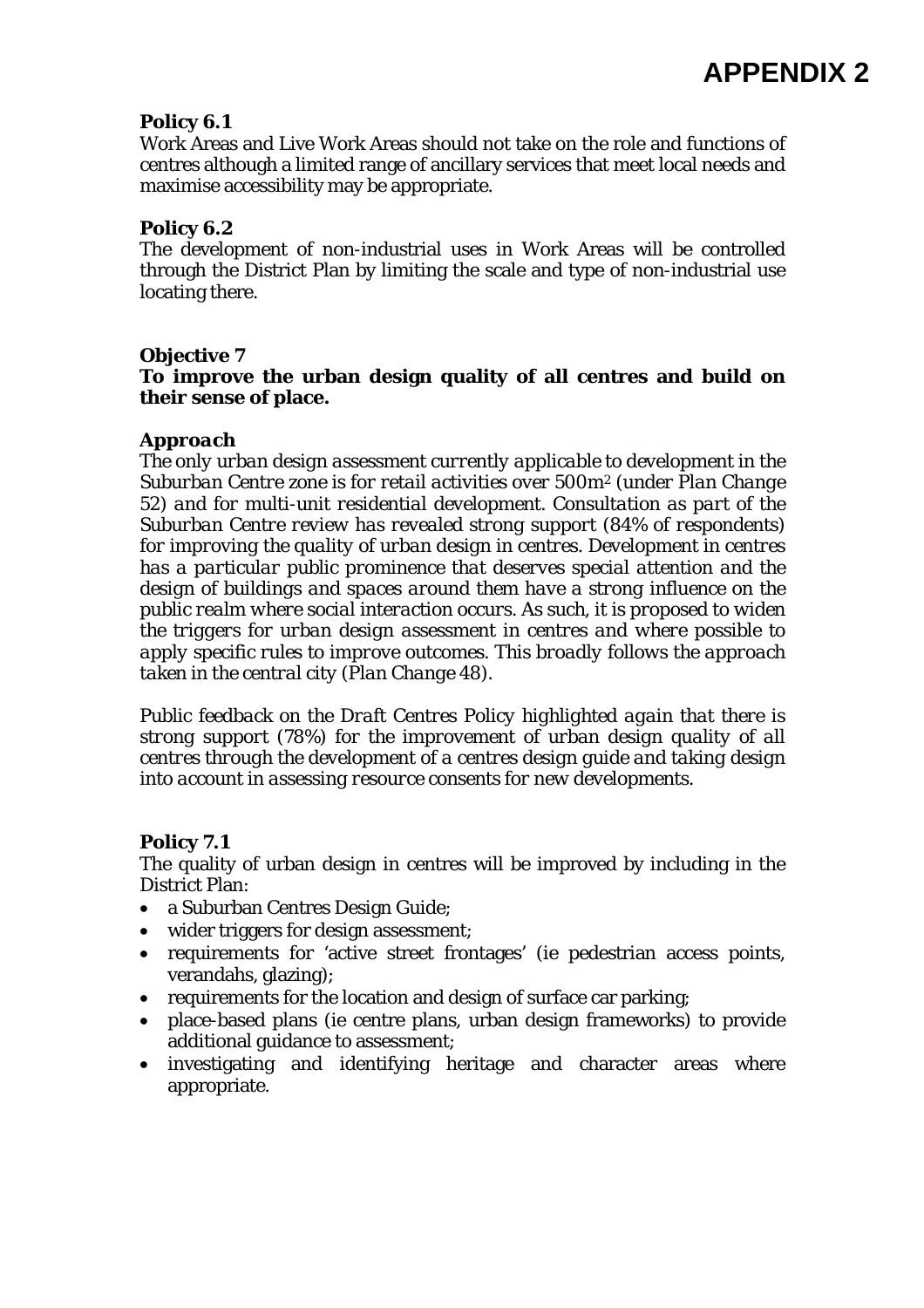# APPENDIX 2

**Policy 6.1**

Work Areas and Live Work Areas should not take on the role and functions of centres although a limited range of ancillary services that meet local needs and maximise accessibility may be appropriate.

**Policy 6.2**

The development of non-industrial uses in Work Areas will be controlled through the District Plan by limiting the scale and type of non-industrial use locating there.

**Objective 7**

**To improve the urban design quality of all centres and build on their sense of place.**

***Approach***

*The only urban design assessment currently applicable to development in the Suburban Centre zone is for retail activities over 500m² (under Plan Change 52) and for multi-unit residential development. Consultation as part of the Suburban Centre review has revealed strong support (84% of respondents) for improving the quality of urban design in centres. Development in centres has a particular public prominence that deserves special attention and the design of buildings and spaces around them have a strong influence on the public realm where social interaction occurs. As such, it is proposed to widen the triggers for urban design assessment in centres and where possible to apply specific rules to improve outcomes. This broadly follows the approach taken in the central city (Plan Change 48).*

*Public feedback on the Draft Centres Policy highlighted again that there is strong support (78%) for the improvement of urban design quality of all centres through the development of a centres design guide and taking design into account in assessing resource consents for new developments.*

**Policy 7.1**

The quality of urban design in centres will be improved by including in the District Plan:

- a Suburban Centres Design Guide;
- wider triggers for design assessment;
- requirements for 'active street frontages' (ie pedestrian access points, verandahs, glazing);
- requirements for the location and design of surface car parking;
- place-based plans (ie centre plans, urban design frameworks) to provide additional guidance to assessment;
- investigating and identifying heritage and character areas where appropriate.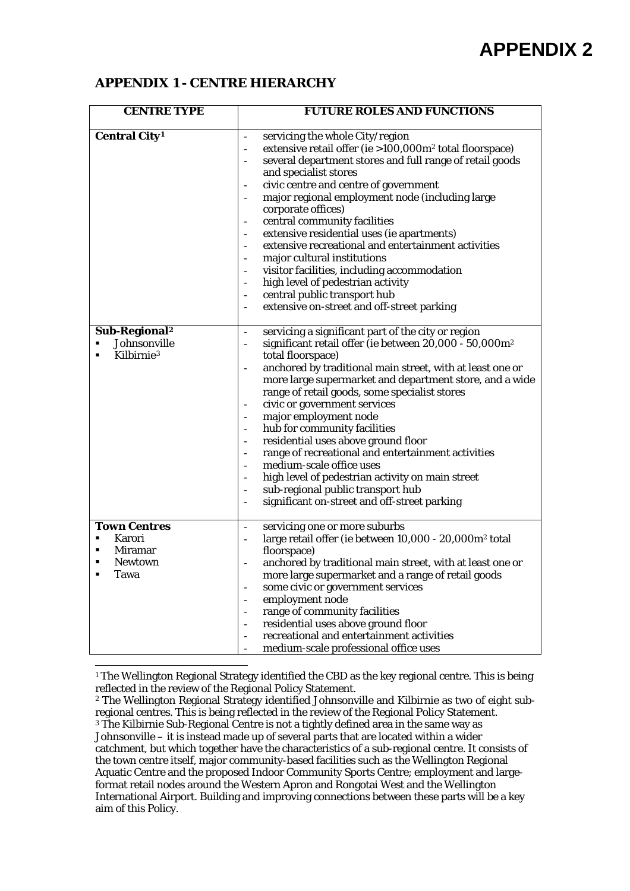# APPENDIX 2

## APPENDIX 1 - CENTRE HIERARCHY

| CENTRE TYPE | FUTURE ROLES AND FUNCTIONS |
|---|---|
| **Central City**[1] | - servicing the whole City/region<br>- extensive retail offer (ie >100,000m$^2$ total floorspace)<br>- several department stores and full range of retail goods and specialist stores<br>- civic centre and centre of government<br>- major regional employment node (including large corporate offices)<br>- central community facilities<br>- extensive residential uses (ie apartments)<br>- extensive recreational and entertainment activities<br>- major cultural institutions<br>- visitor facilities, including accommodation<br>- high level of pedestrian activity<br>- central public transport hub<br>- extensive on-street and off-street parking |
| **Sub-Regional**[2]<br>▪ Johnsonville<br>▪ Kilbirnie[3] | - servicing a significant part of the city or region<br>- significant retail offer (ie between 20,000 - 50,000m$^2$ total floorspace)<br>- anchored by traditional main street, with at least one or more large supermarket and department store, and a wide range of retail goods, some specialist stores<br>- civic or government services<br>- major employment node<br>- hub for community facilities<br>- residential uses above ground floor<br>- range of recreational and entertainment activities<br>- medium-scale office uses<br>- high level of pedestrian activity on main street<br>- sub-regional public transport hub<br>- significant on-street and off-street parking |
| **Town Centres**<br>▪ Karori<br>▪ Miramar<br>▪ Newtown<br>▪ Tawa | - servicing one or more suburbs<br>- large retail offer (ie between 10,000 - 20,000m$^2$ total floorspace)<br>- anchored by traditional main street, with at least one or more large supermarket and a range of retail goods<br>- some civic or government services<br>- employment node<br>- range of community facilities<br>- residential uses above ground floor<br>- recreational and entertainment activities<br>- medium-scale professional office uses |

[1] The Wellington Regional Strategy identified the CBD as the key regional centre. This is being reflected in the review of the Regional Policy Statement.

[2] The Wellington Regional Strategy identified Johnsonville and Kilbirnie as two of eight sub-regional centres. This is being reflected in the review of the Regional Policy Statement.

[3] The Kilbirnie Sub-Regional Centre is not a tightly defined area in the same way as Johnsonville – it is instead made up of several parts that are located within a wider catchment, but which together have the characteristics of a sub-regional centre. It consists of the town centre itself, major community-based facilities such as the Wellington Regional Aquatic Centre and the proposed Indoor Community Sports Centre; employment and large-format retail nodes around the Western Apron and Rongotai West and the Wellington International Airport. Building and improving connections between these parts will be a key aim of this Policy.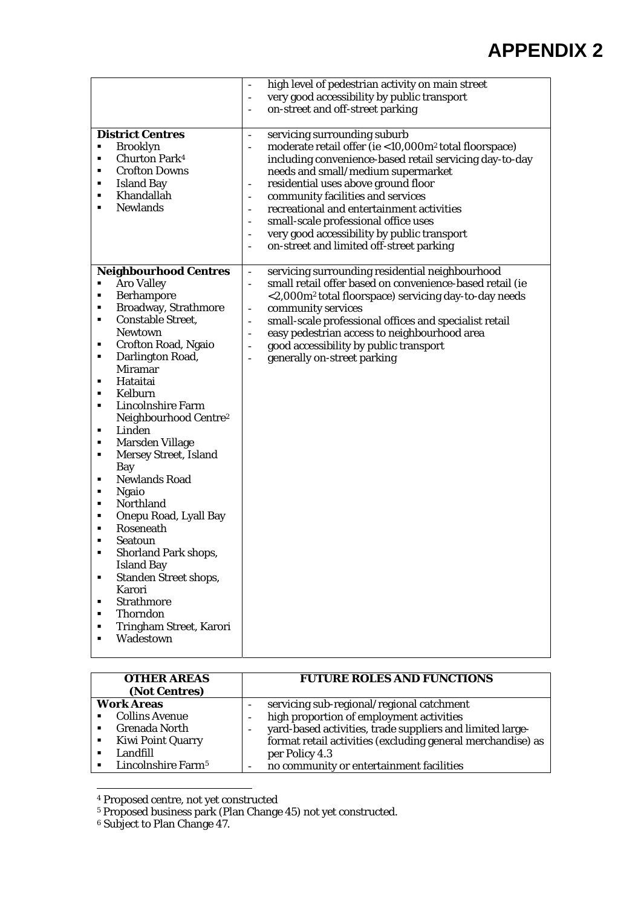# APPENDIX 2

| | |
|---|---|
| | - high level of pedestrian activity on main street<br>- very good accessibility by public transport<br>- on-street and off-street parking |
| **District Centres**<br>▪ Brooklyn<br>▪ Churton Park[4]<br>▪ Crofton Downs<br>▪ Island Bay<br>▪ Khandallah<br>▪ Newlands | - servicing surrounding suburb<br>- moderate retail offer (ie <10,000m² total floorspace) including convenience-based retail servicing day-to-day needs and small/medium supermarket<br>- residential uses above ground floor<br>- community facilities and services<br>- recreational and entertainment activities<br>- small-scale professional office uses<br>- very good accessibility by public transport<br>- on-street and limited off-street parking |
| **Neighbourhood Centres**<br>▪ Aro Valley<br>▪ Berhampore<br>▪ Broadway, Strathmore<br>▪ Constable Street, Newtown<br>▪ Crofton Road, Ngaio<br>▪ Darlington Road, Miramar<br>▪ Hataitai<br>▪ Kelburn<br>▪ Lincolnshire Farm Neighbourhood Centre[2]<br>▪ Linden<br>▪ Marsden Village<br>▪ Mersey Street, Island Bay<br>▪ Newlands Road<br>▪ Ngaio<br>▪ Northland<br>▪ Onepu Road, Lyall Bay<br>▪ Roseneath<br>▪ Seatoun<br>▪ Shorland Park shops, Island Bay<br>▪ Standen Street shops, Karori<br>▪ Strathmore<br>▪ Thorndon<br>▪ Tringham Street, Karori<br>▪ Wadestown | - servicing surrounding residential neighbourhood<br>- small retail offer based on convenience-based retail (ie <2,000m² total floorspace) servicing day-to-day needs<br>- community services<br>- small-scale professional offices and specialist retail<br>- easy pedestrian access to neighbourhood area<br>- good accessibility by public transport<br>- generally on-street parking |

| OTHER AREAS (Not Centres) | FUTURE ROLES AND FUNCTIONS |
|---|---|
| **Work Areas**<br>▪ Collins Avenue<br>▪ Grenada North<br>▪ Kiwi Point Quarry<br>▪ Landfill<br>▪ Lincolnshire Farm[5] | - servicing sub-regional/regional catchment<br>- high proportion of employment activities<br>- yard-based activities, trade suppliers and limited large-format retail activities (excluding general merchandise) as per Policy 4.3<br>- no community or entertainment facilities |

[4] Proposed centre, not yet constructed

[5] Proposed business park (Plan Change 45) not yet constructed.

[6] Subject to Plan Change 47.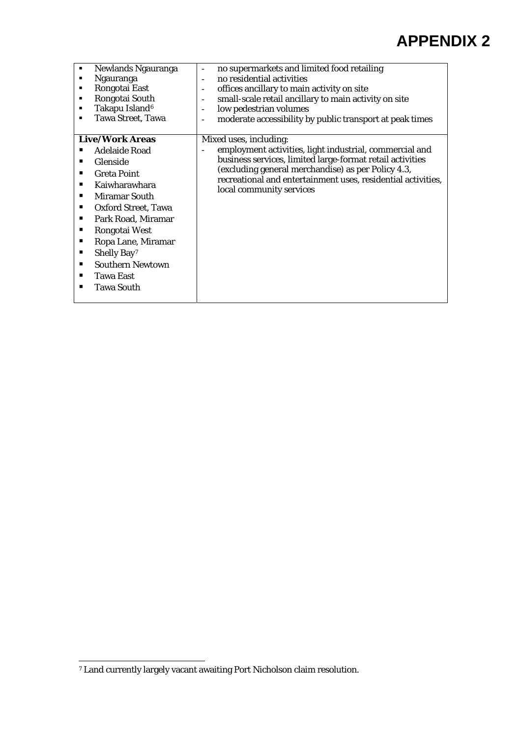# APPENDIX 2

| | |
|---|---|
| ▪ Newlands Ngauranga<br>▪ Ngauranga<br>▪ Rongotai East<br>▪ Rongotai South<br>▪ Takapu Island[6]<br>▪ Tawa Street, Tawa | - no supermarkets and limited food retailing<br>- no residential activities<br>- offices ancillary to main activity on site<br>- small-scale retail ancillary to main activity on site<br>- low pedestrian volumes<br>- moderate accessibility by public transport at peak times |
| **Live/Work Areas**<br>▪ Adelaide Road<br>▪ Glenside<br>▪ Greta Point<br>▪ Kaiwharawhara<br>▪ Miramar South<br>▪ Oxford Street, Tawa<br>▪ Park Road, Miramar<br>▪ Rongotai West<br>▪ Ropa Lane, Miramar<br>▪ Shelly Bay[7]<br>▪ Southern Newtown<br>▪ Tawa East<br>▪ Tawa South | Mixed uses, including:<br>- employment activities, light industrial, commercial and business services, limited large-format retail activities (excluding general merchandise) as per Policy 4.3, recreational and entertainment uses, residential activities, local community services |

[7] Land currently largely vacant awaiting Port Nicholson claim resolution.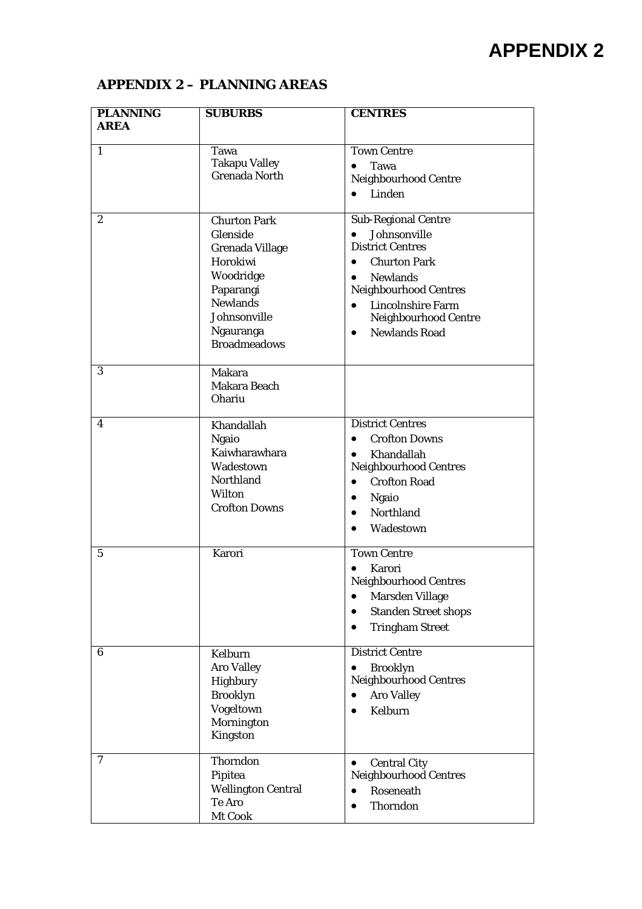# APPENDIX 2

## APPENDIX 2 – PLANNING AREAS

| PLANNING AREA | SUBURBS | CENTRES |
|---|---|---|
| 1 | Tawa<br>Takapu Valley<br>Grenada North | Town Centre<br>• Tawa<br>Neighbourhood Centre<br>• Linden |
| 2 | Churton Park<br>Glenside<br>Grenada Village<br>Horokiwi<br>Woodridge<br>Paparangi<br>Newlands<br>Johnsonville<br>Ngauranga<br>Broadmeadows | Sub-Regional Centre<br>• Johnsonville<br>District Centres<br>• Churton Park<br>• Newlands<br>Neighbourhood Centres<br>• Lincolnshire Farm Neighbourhood Centre<br>• Newlands Road |
| 3 | Makara<br>Makara Beach<br>Ohariu | |
| 4 | Khandallah<br>Ngaio<br>Kaiwharawhara<br>Wadestown<br>Northland<br>Wilton<br>Crofton Downs | District Centres<br>• Crofton Downs<br>• Khandallah<br>Neighbourhood Centres<br>• Crofton Road<br>• Ngaio<br>• Northland<br>• Wadestown |
| 5 | Karori | Town Centre<br>• Karori<br>Neighbourhood Centres<br>• Marsden Village<br>• Standen Street shops<br>• Tringham Street |
| 6 | Kelburn<br>Aro Valley<br>Highbury<br>Brooklyn<br>Vogeltown<br>Mornington<br>Kingston | District Centre<br>• Brooklyn<br>Neighbourhood Centres<br>• Aro Valley<br>• Kelburn |
| 7 | Thorndon<br>Pipitea<br>Wellington Central<br>Te Aro<br>Mt Cook | • Central City<br>Neighbourhood Centres<br>• Roseneath<br>• Thorndon |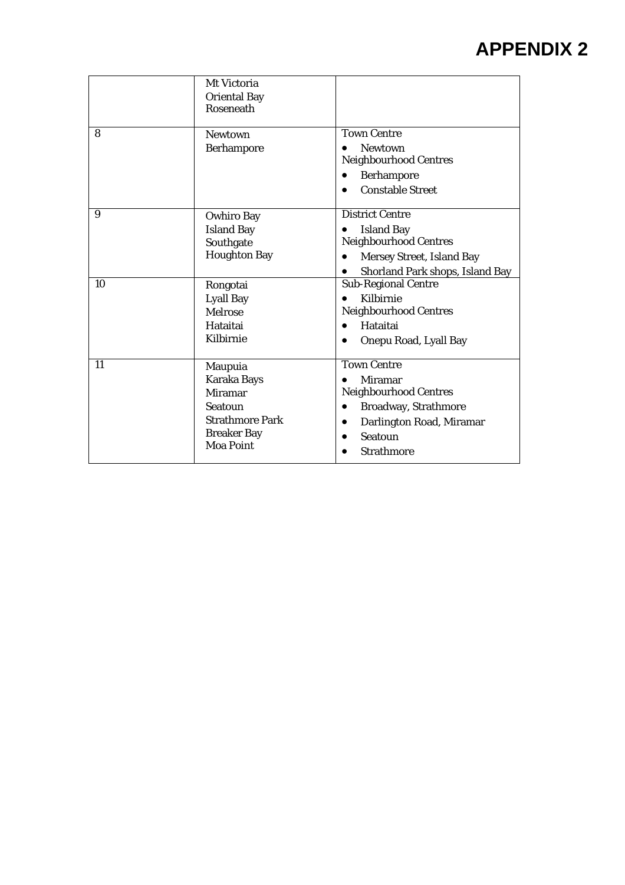# APPENDIX 2

| | | |
|---|---|---|
| | Mt Victoria<br>Oriental Bay<br>Roseneath | |
| 8 | Newtown<br>Berhampore | Town Centre<br>• Newtown<br>Neighbourhood Centres<br>• Berhampore<br>• Constable Street |
| 9 | Owhiro Bay<br>Island Bay<br>Southgate<br>Houghton Bay | District Centre<br>• Island Bay<br>Neighbourhood Centres<br>• Mersey Street, Island Bay<br>• Shorland Park shops, Island Bay |
| 10 | Rongotai<br>Lyall Bay<br>Melrose<br>Hataitai<br>Kilbirnie | Sub-Regional Centre<br>• Kilbirnie<br>Neighbourhood Centres<br>• Hataitai<br>• Onepu Road, Lyall Bay |
| 11 | Maupuia<br>Karaka Bays<br>Miramar<br>Seatoun<br>Strathmore Park<br>Breaker Bay<br>Moa Point | Town Centre<br>• Miramar<br>Neighbourhood Centres<br>• Broadway, Strathmore<br>• Darlington Road, Miramar<br>• Seatoun<br>• Strathmore |